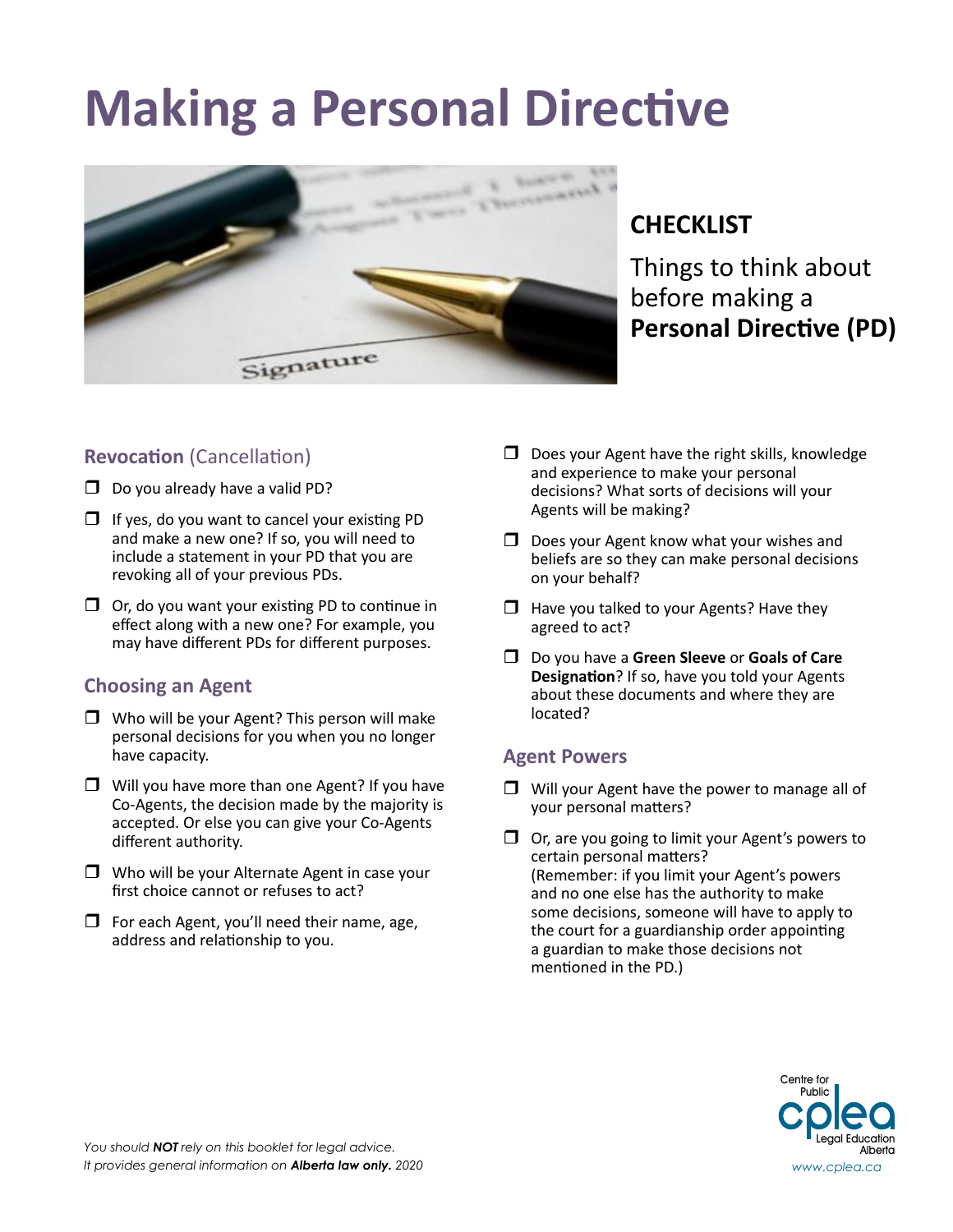# Making a Personal Directive

## CHECKLIST

Things to think about before making a **Personal Directive (PD)**

### Revocation (Cancellation)

- ❒ Do you already have a valid PD?
- ❒ If yes, do you want to cancel your existing PD and make a new one? If so, you will need to include a statement in your PD that you are revoking all of your previous PDs.
- ❒ Or, do you want your existing PD to continue in effect along with a new one? For example, you may have different PDs for different purposes.

### Choosing an Agent

- ❒ Who will be your Agent? This person will make personal decisions for you when you no longer have capacity.
- ❒ Will you have more than one Agent? If you have Co-Agents, the decision made by the majority is accepted. Or else you can give your Co-Agents different authority.
- ❒ Who will be your Alternate Agent in case your first choice cannot or refuses to act?
- ❒ For each Agent, you'll need their name, age, address and relationship to you.
- ❒ Does your Agent have the right skills, knowledge and experience to make your personal decisions? What sorts of decisions will your Agents will be making?
- ❒ Does your Agent know what your wishes and beliefs are so they can make personal decisions on your behalf?
- ❒ Have you talked to your Agents? Have they agreed to act?
- ❒ Do you have a **Green Sleeve** or **Goals of Care Designation**? If so, have you told your Agents about these documents and where they are located?

### Agent Powers

- ❒ Will your Agent have the power to manage all of your personal matters?
- ❒ Or, are you going to limit your Agent's powers to certain personal matters?
  (Remember: if you limit your Agent's powers and no one else has the authority to make some decisions, someone will have to apply to the court for a guardianship order appointing a guardian to make those decisions not mentioned in the PD.)

*You should **NOT** rely on this booklet for legal advice.*
*It provides general information on **Alberta law only.** 2020*

Centre for Public Legal Education Alberta
www.cplea.ca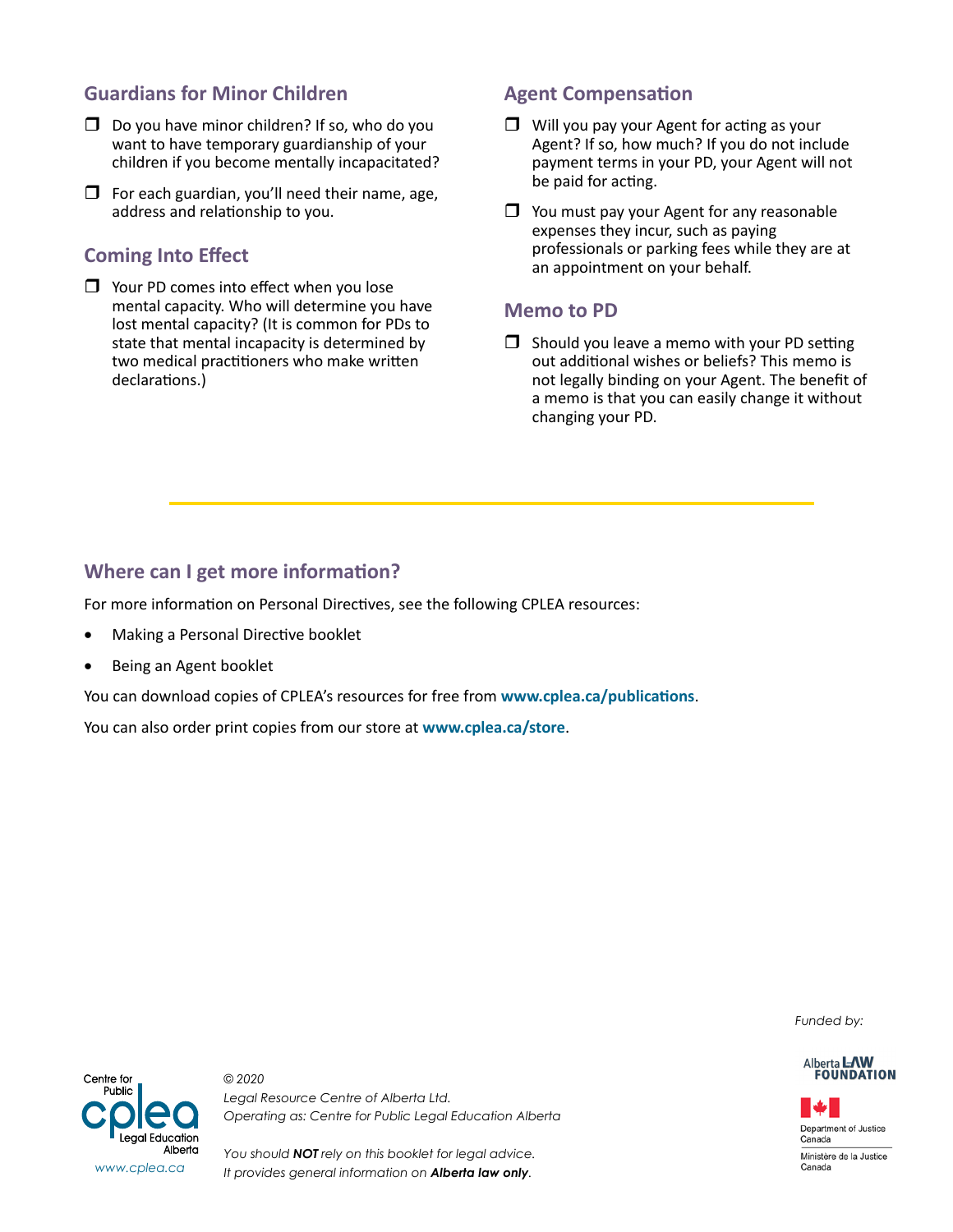## Guardians for Minor Children

- ❒ Do you have minor children? If so, who do you want to have temporary guardianship of your children if you become mentally incapacitated?
- ❒ For each guardian, you'll need their name, age, address and relationship to you.

## Coming Into Effect

- ❒ Your PD comes into effect when you lose mental capacity. Who will determine you have lost mental capacity? (It is common for PDs to state that mental incapacity is determined by two medical practitioners who make written declarations.)

## Agent Compensation

- ❒ Will you pay your Agent for acting as your Agent? If so, how much? If you do not include payment terms in your PD, your Agent will not be paid for acting.
- ❒ You must pay your Agent for any reasonable expenses they incur, such as paying professionals or parking fees while they are at an appointment on your behalf.

## Memo to PD

- ❒ Should you leave a memo with your PD setting out additional wishes or beliefs? This memo is not legally binding on your Agent. The benefit of a memo is that you can easily change it without changing your PD.

---

## Where can I get more information?

For more information on Personal Directives, see the following CPLEA resources:

- Making a Personal Directive booklet
- Being an Agent booklet

You can download copies of CPLEA's resources for free from **www.cplea.ca/publications**.

You can also order print copies from our store at **www.cplea.ca/store**.

Centre for Public Legal Education Alberta

*www.cplea.ca*

*© 2020*
*Legal Resource Centre of Alberta Ltd.*
*Operating as: Centre for Public Legal Education Alberta*

*You should **NOT** rely on this booklet for legal advice.*
*It provides general information on **Alberta law only**.*

*Funded by:*

Alberta LAW FOUNDATION

Department of Justice Canada
Ministère de la Justice Canada